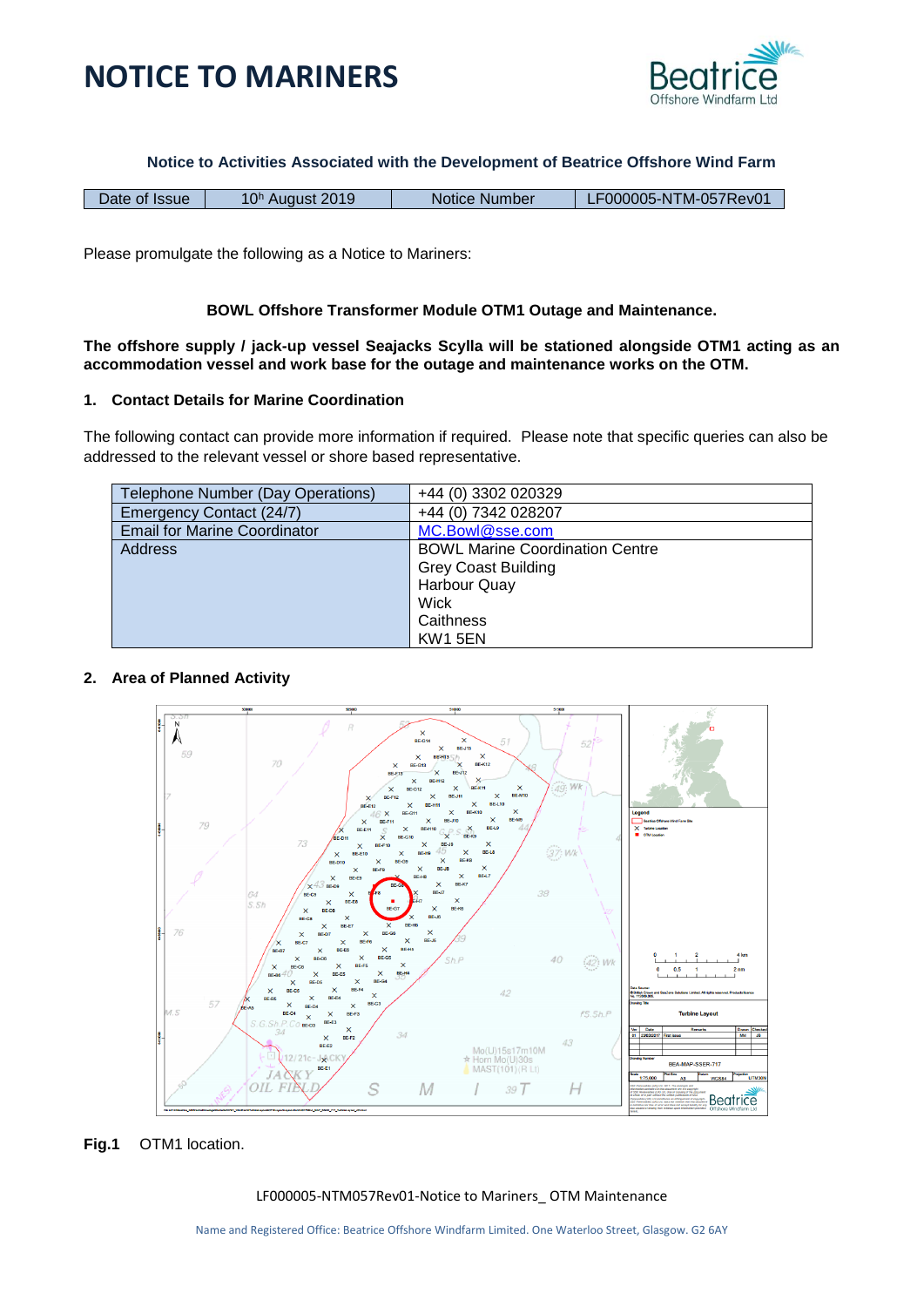# NOTICE TO MARINERS

**Notice to Activities Associated with the Development of Beatrice Offshore Wind Farm**

| Date of Issue | 10h August 2019 | Notice Number | LF000005-NTM-057Rev01 |
|---|---|---|---|

Please promulgate the following as a Notice to Mariners:

**BOWL Offshore Transformer Module OTM1 Outage and Maintenance.**

**The offshore supply / jack-up vessel Seajacks Scylla will be stationed alongside OTM1 acting as an accommodation vessel and work base for the outage and maintenance works on the OTM.**

## 1. Contact Details for Marine Coordination

The following contact can provide more information if required. Please note that specific queries can also be addressed to the relevant vessel or shore based representative.

| Telephone Number (Day Operations) | +44 (0) 3302 020329 |
|---|---|
| Emergency Contact (24/7) | +44 (0) 7342 028207 |
| Email for Marine Coordinator | MC.Bowl@sse.com |
| Address | BOWL Marine Coordination Centre<br>Grey Coast Building<br>Harbour Quay<br>Wick<br>Caithness<br>KW1 5EN |

## 2. Area of Planned Activity

**Fig.1** OTM1 location.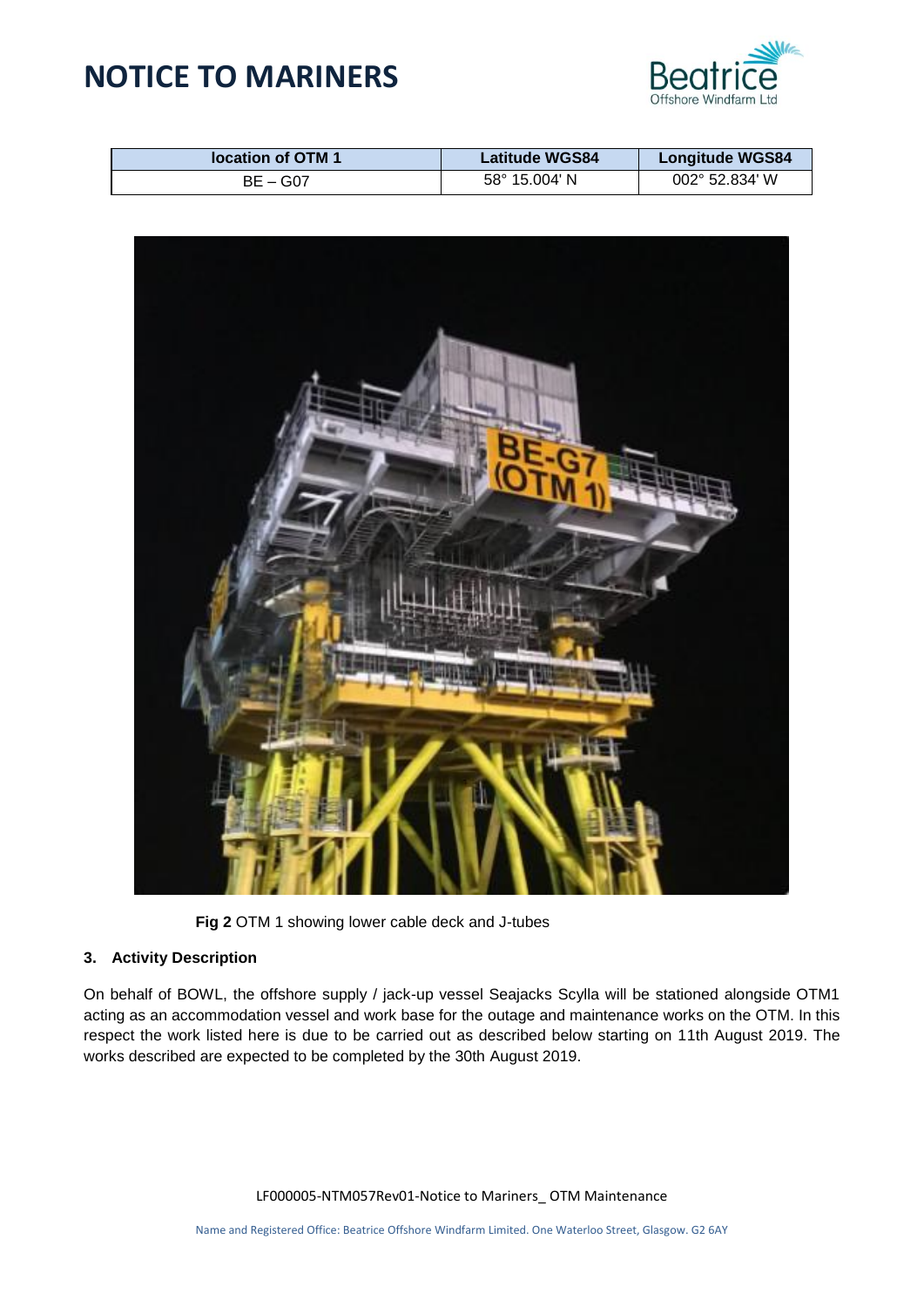| location of OTM 1 | Latitude WGS84 | Longitude WGS84 |
| --- | --- | --- |
| BE – G07 | 58° 15.004' N | 002° 52.834' W |

**Fig 2** OTM 1 showing lower cable deck and J-tubes

### 3. Activity Description

On behalf of BOWL, the offshore supply / jack-up vessel Seajacks Scylla will be stationed alongside OTM1 acting as an accommodation vessel and work base for the outage and maintenance works on the OTM. In this respect the work listed here is due to be carried out as described below starting on 11th August 2019. The works described are expected to be completed by the 30th August 2019.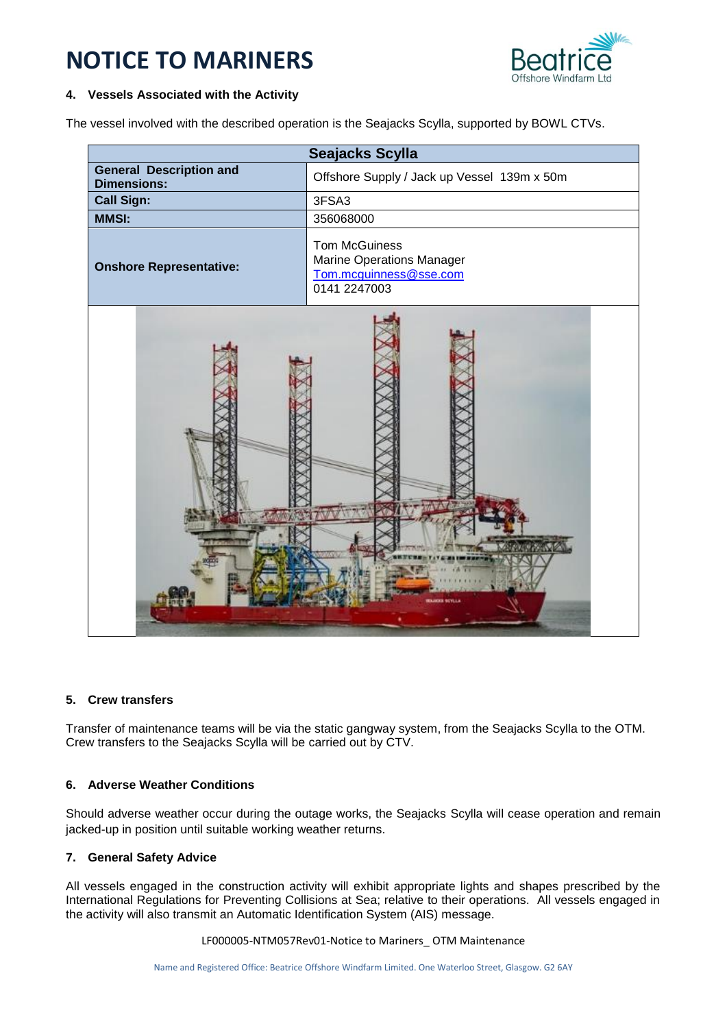# NOTICE TO MARINERS

### 4. Vessels Associated with the Activity

The vessel involved with the described operation is the Seajacks Scylla, supported by BOWL CTVs.

| Seajacks Scylla | |
|---|---|
| **General Description and Dimensions:** | Offshore Supply / Jack up Vessel 139m x 50m |
| **Call Sign:** | 3FSA3 |
| **MMSI:** | 356068000 |
| **Onshore Representative:** | Tom McGuiness<br>Marine Operations Manager<br>Tom.mcguinness@sse.com<br>0141 2247003 |

### 5. Crew transfers

Transfer of maintenance teams will be via the static gangway system, from the Seajacks Scylla to the OTM. Crew transfers to the Seajacks Scylla will be carried out by CTV.

### 6. Adverse Weather Conditions

Should adverse weather occur during the outage works, the Seajacks Scylla will cease operation and remain jacked-up in position until suitable working weather returns.

### 7. General Safety Advice

All vessels engaged in the construction activity will exhibit appropriate lights and shapes prescribed by the International Regulations for Preventing Collisions at Sea; relative to their operations. All vessels engaged in the activity will also transmit an Automatic Identification System (AIS) message.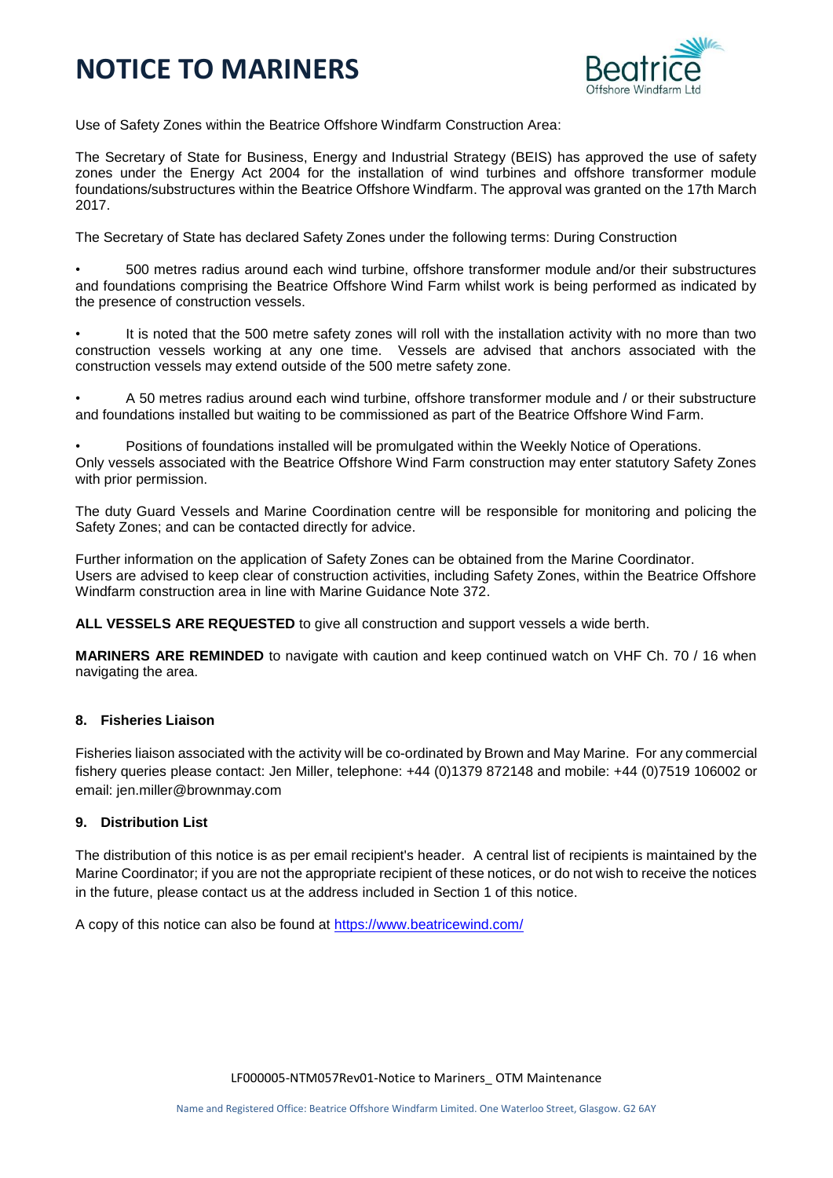# NOTICE TO MARINERS

Use of Safety Zones within the Beatrice Offshore Windfarm Construction Area:

The Secretary of State for Business, Energy and Industrial Strategy (BEIS) has approved the use of safety zones under the Energy Act 2004 for the installation of wind turbines and offshore transformer module foundations/substructures within the Beatrice Offshore Windfarm. The approval was granted on the 17th March 2017.

The Secretary of State has declared Safety Zones under the following terms: During Construction

- 500 metres radius around each wind turbine, offshore transformer module and/or their substructures and foundations comprising the Beatrice Offshore Wind Farm whilst work is being performed as indicated by the presence of construction vessels.

- It is noted that the 500 metre safety zones will roll with the installation activity with no more than two construction vessels working at any one time. Vessels are advised that anchors associated with the construction vessels may extend outside of the 500 metre safety zone.

- A 50 metres radius around each wind turbine, offshore transformer module and / or their substructure and foundations installed but waiting to be commissioned as part of the Beatrice Offshore Wind Farm.

- Positions of foundations installed will be promulgated within the Weekly Notice of Operations.

Only vessels associated with the Beatrice Offshore Wind Farm construction may enter statutory Safety Zones with prior permission.

The duty Guard Vessels and Marine Coordination centre will be responsible for monitoring and policing the Safety Zones; and can be contacted directly for advice.

Further information on the application of Safety Zones can be obtained from the Marine Coordinator.
Users are advised to keep clear of construction activities, including Safety Zones, within the Beatrice Offshore Windfarm construction area in line with Marine Guidance Note 372.

**ALL VESSELS ARE REQUESTED** to give all construction and support vessels a wide berth.

**MARINERS ARE REMINDED** to navigate with caution and keep continued watch on VHF Ch. 70 / 16 when navigating the area.

## 8. Fisheries Liaison

Fisheries liaison associated with the activity will be co-ordinated by Brown and May Marine. For any commercial fishery queries please contact: Jen Miller, telephone: +44 (0)1379 872148 and mobile: +44 (0)7519 106002 or email: jen.miller@brownmay.com

## 9. Distribution List

The distribution of this notice is as per email recipient's header. A central list of recipients is maintained by the Marine Coordinator; if you are not the appropriate recipient of these notices, or do not wish to receive the notices in the future, please contact us at the address included in Section 1 of this notice.

A copy of this notice can also be found at [https://www.beatricewind.com/](https://www.beatricewind.com/)